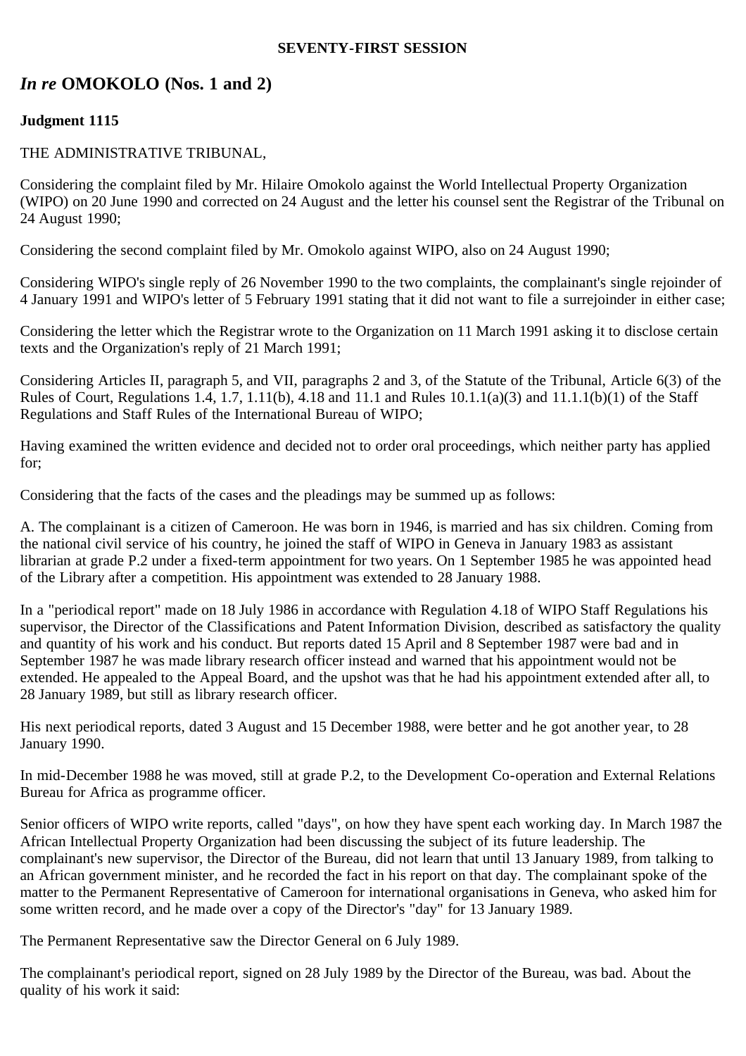**SEVENTY-FIRST SESSION**

## *In re* OMOKOLO (Nos. 1 and 2)

**Judgment 1115**

THE ADMINISTRATIVE TRIBUNAL,

Considering the complaint filed by Mr. Hilaire Omokolo against the World Intellectual Property Organization (WIPO) on 20 June 1990 and corrected on 24 August and the letter his counsel sent the Registrar of the Tribunal on 24 August 1990;

Considering the second complaint filed by Mr. Omokolo against WIPO, also on 24 August 1990;

Considering WIPO's single reply of 26 November 1990 to the two complaints, the complainant's single rejoinder of 4 January 1991 and WIPO's letter of 5 February 1991 stating that it did not want to file a surrejoinder in either case;

Considering the letter which the Registrar wrote to the Organization on 11 March 1991 asking it to disclose certain texts and the Organization's reply of 21 March 1991;

Considering Articles II, paragraph 5, and VII, paragraphs 2 and 3, of the Statute of the Tribunal, Article 6(3) of the Rules of Court, Regulations 1.4, 1.7, 1.11(b), 4.18 and 11.1 and Rules 10.1.1(a)(3) and 11.1.1(b)(1) of the Staff Regulations and Staff Rules of the International Bureau of WIPO;

Having examined the written evidence and decided not to order oral proceedings, which neither party has applied for;

Considering that the facts of the cases and the pleadings may be summed up as follows:

A. The complainant is a citizen of Cameroon. He was born in 1946, is married and has six children. Coming from the national civil service of his country, he joined the staff of WIPO in Geneva in January 1983 as assistant librarian at grade P.2 under a fixed-term appointment for two years. On 1 September 1985 he was appointed head of the Library after a competition. His appointment was extended to 28 January 1988.

In a "periodical report" made on 18 July 1986 in accordance with Regulation 4.18 of WIPO Staff Regulations his supervisor, the Director of the Classifications and Patent Information Division, described as satisfactory the quality and quantity of his work and his conduct. But reports dated 15 April and 8 September 1987 were bad and in September 1987 he was made library research officer instead and warned that his appointment would not be extended. He appealed to the Appeal Board, and the upshot was that he had his appointment extended after all, to 28 January 1989, but still as library research officer.

His next periodical reports, dated 3 August and 15 December 1988, were better and he got another year, to 28 January 1990.

In mid-December 1988 he was moved, still at grade P.2, to the Development Co-operation and External Relations Bureau for Africa as programme officer.

Senior officers of WIPO write reports, called "days", on how they have spent each working day. In March 1987 the African Intellectual Property Organization had been discussing the subject of its future leadership. The complainant's new supervisor, the Director of the Bureau, did not learn that until 13 January 1989, from talking to an African government minister, and he recorded the fact in his report on that day. The complainant spoke of the matter to the Permanent Representative of Cameroon for international organisations in Geneva, who asked him for some written record, and he made over a copy of the Director's "day" for 13 January 1989.

The Permanent Representative saw the Director General on 6 July 1989.

The complainant's periodical report, signed on 28 July 1989 by the Director of the Bureau, was bad. About the quality of his work it said: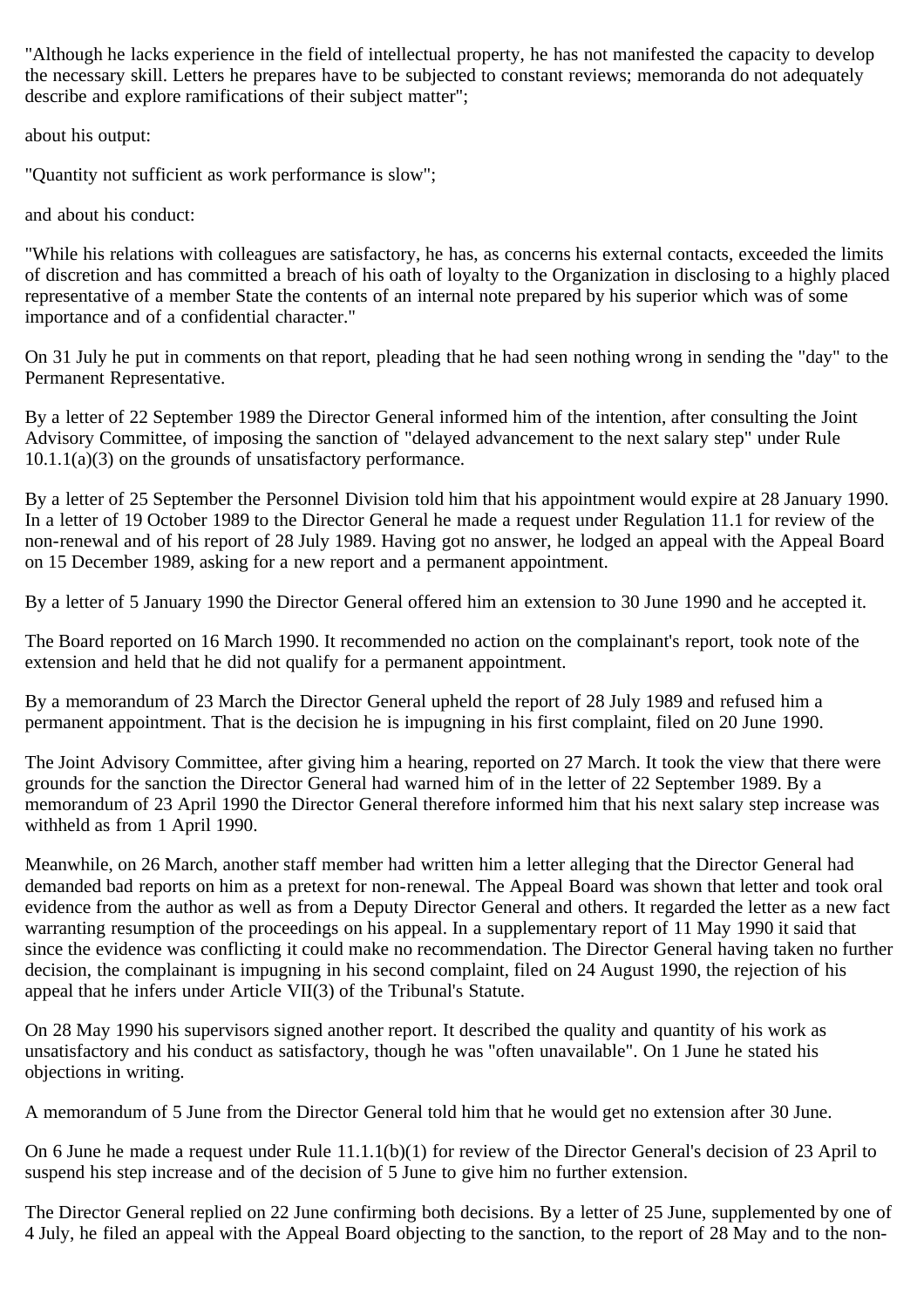"Although he lacks experience in the field of intellectual property, he has not manifested the capacity to develop the necessary skill. Letters he prepares have to be subjected to constant reviews; memoranda do not adequately describe and explore ramifications of their subject matter";

about his output:

"Quantity not sufficient as work performance is slow";

and about his conduct:

"While his relations with colleagues are satisfactory, he has, as concerns his external contacts, exceeded the limits of discretion and has committed a breach of his oath of loyalty to the Organization in disclosing to a highly placed representative of a member State the contents of an internal note prepared by his superior which was of some importance and of a confidential character."

On 31 July he put in comments on that report, pleading that he had seen nothing wrong in sending the "day" to the Permanent Representative.

By a letter of 22 September 1989 the Director General informed him of the intention, after consulting the Joint Advisory Committee, of imposing the sanction of "delayed advancement to the next salary step" under Rule 10.1.1(a)(3) on the grounds of unsatisfactory performance.

By a letter of 25 September the Personnel Division told him that his appointment would expire at 28 January 1990. In a letter of 19 October 1989 to the Director General he made a request under Regulation 11.1 for review of the non-renewal and of his report of 28 July 1989. Having got no answer, he lodged an appeal with the Appeal Board on 15 December 1989, asking for a new report and a permanent appointment.

By a letter of 5 January 1990 the Director General offered him an extension to 30 June 1990 and he accepted it.

The Board reported on 16 March 1990. It recommended no action on the complainant's report, took note of the extension and held that he did not qualify for a permanent appointment.

By a memorandum of 23 March the Director General upheld the report of 28 July 1989 and refused him a permanent appointment. That is the decision he is impugning in his first complaint, filed on 20 June 1990.

The Joint Advisory Committee, after giving him a hearing, reported on 27 March. It took the view that there were grounds for the sanction the Director General had warned him of in the letter of 22 September 1989. By a memorandum of 23 April 1990 the Director General therefore informed him that his next salary step increase was withheld as from 1 April 1990.

Meanwhile, on 26 March, another staff member had written him a letter alleging that the Director General had demanded bad reports on him as a pretext for non-renewal. The Appeal Board was shown that letter and took oral evidence from the author as well as from a Deputy Director General and others. It regarded the letter as a new fact warranting resumption of the proceedings on his appeal. In a supplementary report of 11 May 1990 it said that since the evidence was conflicting it could make no recommendation. The Director General having taken no further decision, the complainant is impugning in his second complaint, filed on 24 August 1990, the rejection of his appeal that he infers under Article VII(3) of the Tribunal's Statute.

On 28 May 1990 his supervisors signed another report. It described the quality and quantity of his work as unsatisfactory and his conduct as satisfactory, though he was "often unavailable". On 1 June he stated his objections in writing.

A memorandum of 5 June from the Director General told him that he would get no extension after 30 June.

On 6 June he made a request under Rule 11.1.1(b)(1) for review of the Director General's decision of 23 April to suspend his step increase and of the decision of 5 June to give him no further extension.

The Director General replied on 22 June confirming both decisions. By a letter of 25 June, supplemented by one of 4 July, he filed an appeal with the Appeal Board objecting to the sanction, to the report of 28 May and to the non-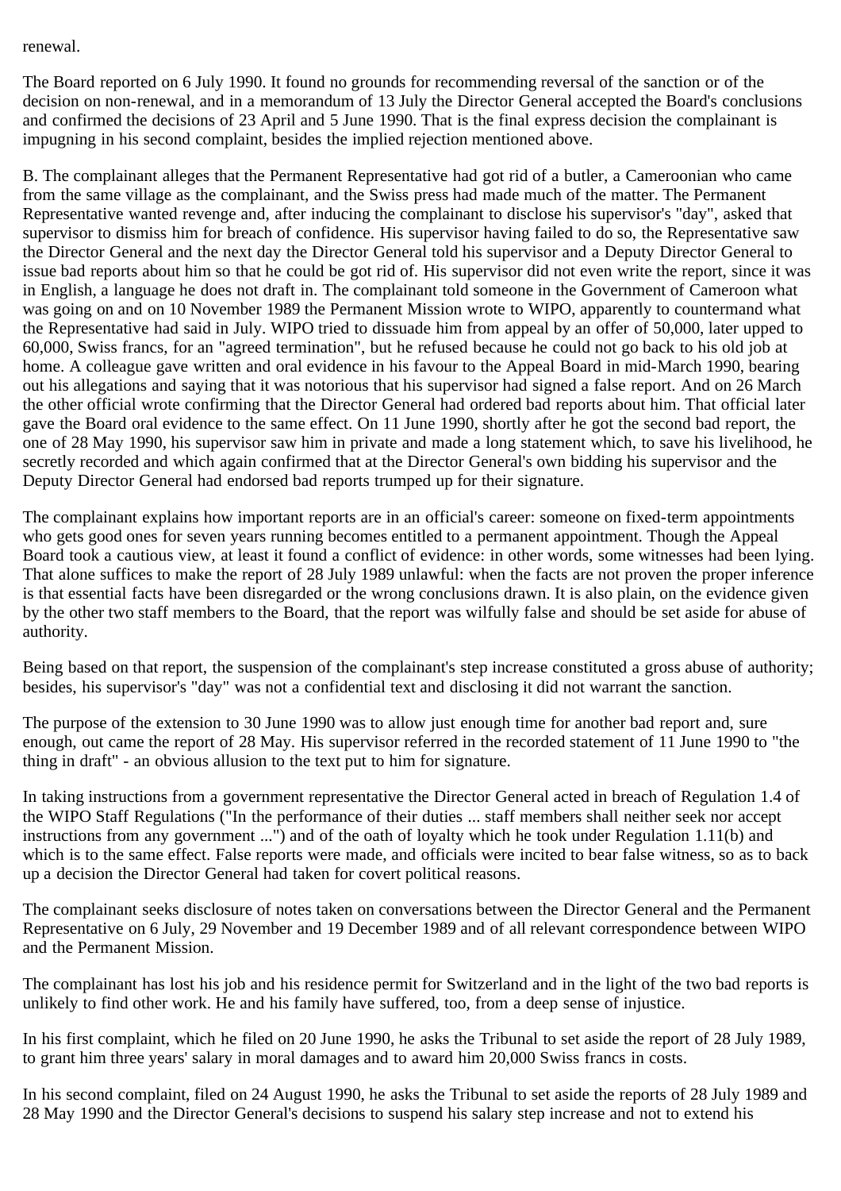renewal.

The Board reported on 6 July 1990. It found no grounds for recommending reversal of the sanction or of the decision on non-renewal, and in a memorandum of 13 July the Director General accepted the Board's conclusions and confirmed the decisions of 23 April and 5 June 1990. That is the final express decision the complainant is impugning in his second complaint, besides the implied rejection mentioned above.

B. The complainant alleges that the Permanent Representative had got rid of a butler, a Cameroonian who came from the same village as the complainant, and the Swiss press had made much of the matter. The Permanent Representative wanted revenge and, after inducing the complainant to disclose his supervisor's "day", asked that supervisor to dismiss him for breach of confidence. His supervisor having failed to do so, the Representative saw the Director General and the next day the Director General told his supervisor and a Deputy Director General to issue bad reports about him so that he could be got rid of. His supervisor did not even write the report, since it was in English, a language he does not draft in. The complainant told someone in the Government of Cameroon what was going on and on 10 November 1989 the Permanent Mission wrote to WIPO, apparently to countermand what the Representative had said in July. WIPO tried to dissuade him from appeal by an offer of 50,000, later upped to 60,000, Swiss francs, for an "agreed termination", but he refused because he could not go back to his old job at home. A colleague gave written and oral evidence in his favour to the Appeal Board in mid-March 1990, bearing out his allegations and saying that it was notorious that his supervisor had signed a false report. And on 26 March the other official wrote confirming that the Director General had ordered bad reports about him. That official later gave the Board oral evidence to the same effect. On 11 June 1990, shortly after he got the second bad report, the one of 28 May 1990, his supervisor saw him in private and made a long statement which, to save his livelihood, he secretly recorded and which again confirmed that at the Director General's own bidding his supervisor and the Deputy Director General had endorsed bad reports trumped up for their signature.

The complainant explains how important reports are in an official's career: someone on fixed-term appointments who gets good ones for seven years running becomes entitled to a permanent appointment. Though the Appeal Board took a cautious view, at least it found a conflict of evidence: in other words, some witnesses had been lying. That alone suffices to make the report of 28 July 1989 unlawful: when the facts are not proven the proper inference is that essential facts have been disregarded or the wrong conclusions drawn. It is also plain, on the evidence given by the other two staff members to the Board, that the report was wilfully false and should be set aside for abuse of authority.

Being based on that report, the suspension of the complainant's step increase constituted a gross abuse of authority; besides, his supervisor's "day" was not a confidential text and disclosing it did not warrant the sanction.

The purpose of the extension to 30 June 1990 was to allow just enough time for another bad report and, sure enough, out came the report of 28 May. His supervisor referred in the recorded statement of 11 June 1990 to "the thing in draft" - an obvious allusion to the text put to him for signature.

In taking instructions from a government representative the Director General acted in breach of Regulation 1.4 of the WIPO Staff Regulations ("In the performance of their duties ... staff members shall neither seek nor accept instructions from any government ...") and of the oath of loyalty which he took under Regulation 1.11(b) and which is to the same effect. False reports were made, and officials were incited to bear false witness, so as to back up a decision the Director General had taken for covert political reasons.

The complainant seeks disclosure of notes taken on conversations between the Director General and the Permanent Representative on 6 July, 29 November and 19 December 1989 and of all relevant correspondence between WIPO and the Permanent Mission.

The complainant has lost his job and his residence permit for Switzerland and in the light of the two bad reports is unlikely to find other work. He and his family have suffered, too, from a deep sense of injustice.

In his first complaint, which he filed on 20 June 1990, he asks the Tribunal to set aside the report of 28 July 1989, to grant him three years' salary in moral damages and to award him 20,000 Swiss francs in costs.

In his second complaint, filed on 24 August 1990, he asks the Tribunal to set aside the reports of 28 July 1989 and 28 May 1990 and the Director General's decisions to suspend his salary step increase and not to extend his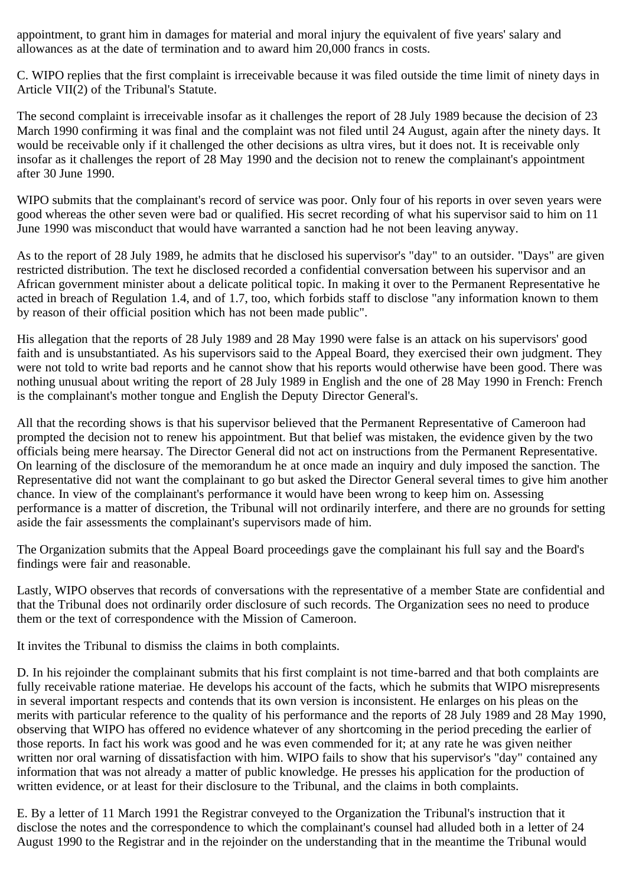appointment, to grant him in damages for material and moral injury the equivalent of five years' salary and allowances as at the date of termination and to award him 20,000 francs in costs.

C. WIPO replies that the first complaint is irreceivable because it was filed outside the time limit of ninety days in Article VII(2) of the Tribunal's Statute.

The second complaint is irreceivable insofar as it challenges the report of 28 July 1989 because the decision of 23 March 1990 confirming it was final and the complaint was not filed until 24 August, again after the ninety days. It would be receivable only if it challenged the other decisions as ultra vires, but it does not. It is receivable only insofar as it challenges the report of 28 May 1990 and the decision not to renew the complainant's appointment after 30 June 1990.

WIPO submits that the complainant's record of service was poor. Only four of his reports in over seven years were good whereas the other seven were bad or qualified. His secret recording of what his supervisor said to him on 11 June 1990 was misconduct that would have warranted a sanction had he not been leaving anyway.

As to the report of 28 July 1989, he admits that he disclosed his supervisor's "day" to an outsider. "Days" are given restricted distribution. The text he disclosed recorded a confidential conversation between his supervisor and an African government minister about a delicate political topic. In making it over to the Permanent Representative he acted in breach of Regulation 1.4, and of 1.7, too, which forbids staff to disclose "any information known to them by reason of their official position which has not been made public".

His allegation that the reports of 28 July 1989 and 28 May 1990 were false is an attack on his supervisors' good faith and is unsubstantiated. As his supervisors said to the Appeal Board, they exercised their own judgment. They were not told to write bad reports and he cannot show that his reports would otherwise have been good. There was nothing unusual about writing the report of 28 July 1989 in English and the one of 28 May 1990 in French: French is the complainant's mother tongue and English the Deputy Director General's.

All that the recording shows is that his supervisor believed that the Permanent Representative of Cameroon had prompted the decision not to renew his appointment. But that belief was mistaken, the evidence given by the two officials being mere hearsay. The Director General did not act on instructions from the Permanent Representative. On learning of the disclosure of the memorandum he at once made an inquiry and duly imposed the sanction. The Representative did not want the complainant to go but asked the Director General several times to give him another chance. In view of the complainant's performance it would have been wrong to keep him on. Assessing performance is a matter of discretion, the Tribunal will not ordinarily interfere, and there are no grounds for setting aside the fair assessments the complainant's supervisors made of him.

The Organization submits that the Appeal Board proceedings gave the complainant his full say and the Board's findings were fair and reasonable.

Lastly, WIPO observes that records of conversations with the representative of a member State are confidential and that the Tribunal does not ordinarily order disclosure of such records. The Organization sees no need to produce them or the text of correspondence with the Mission of Cameroon.

It invites the Tribunal to dismiss the claims in both complaints.

D. In his rejoinder the complainant submits that his first complaint is not time-barred and that both complaints are fully receivable ratione materiae. He develops his account of the facts, which he submits that WIPO misrepresents in several important respects and contends that its own version is inconsistent. He enlarges on his pleas on the merits with particular reference to the quality of his performance and the reports of 28 July 1989 and 28 May 1990, observing that WIPO has offered no evidence whatever of any shortcoming in the period preceding the earlier of those reports. In fact his work was good and he was even commended for it; at any rate he was given neither written nor oral warning of dissatisfaction with him. WIPO fails to show that his supervisor's "day" contained any information that was not already a matter of public knowledge. He presses his application for the production of written evidence, or at least for their disclosure to the Tribunal, and the claims in both complaints.

E. By a letter of 11 March 1991 the Registrar conveyed to the Organization the Tribunal's instruction that it disclose the notes and the correspondence to which the complainant's counsel had alluded both in a letter of 24 August 1990 to the Registrar and in the rejoinder on the understanding that in the meantime the Tribunal would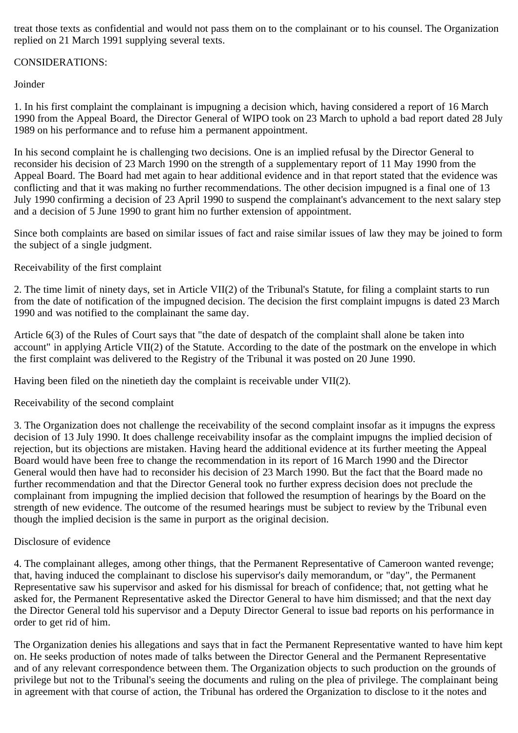treat those texts as confidential and would not pass them on to the complainant or to his counsel. The Organization replied on 21 March 1991 supplying several texts.

CONSIDERATIONS:

Joinder

1. In his first complaint the complainant is impugning a decision which, having considered a report of 16 March 1990 from the Appeal Board, the Director General of WIPO took on 23 March to uphold a bad report dated 28 July 1989 on his performance and to refuse him a permanent appointment.

In his second complaint he is challenging two decisions. One is an implied refusal by the Director General to reconsider his decision of 23 March 1990 on the strength of a supplementary report of 11 May 1990 from the Appeal Board. The Board had met again to hear additional evidence and in that report stated that the evidence was conflicting and that it was making no further recommendations. The other decision impugned is a final one of 13 July 1990 confirming a decision of 23 April 1990 to suspend the complainant's advancement to the next salary step and a decision of 5 June 1990 to grant him no further extension of appointment.

Since both complaints are based on similar issues of fact and raise similar issues of law they may be joined to form the subject of a single judgment.

Receivability of the first complaint

2. The time limit of ninety days, set in Article VII(2) of the Tribunal's Statute, for filing a complaint starts to run from the date of notification of the impugned decision. The decision the first complaint impugns is dated 23 March 1990 and was notified to the complainant the same day.

Article 6(3) of the Rules of Court says that "the date of despatch of the complaint shall alone be taken into account" in applying Article VII(2) of the Statute. According to the date of the postmark on the envelope in which the first complaint was delivered to the Registry of the Tribunal it was posted on 20 June 1990.

Having been filed on the ninetieth day the complaint is receivable under VII(2).

Receivability of the second complaint

3. The Organization does not challenge the receivability of the second complaint insofar as it impugns the express decision of 13 July 1990. It does challenge receivability insofar as the complaint impugns the implied decision of rejection, but its objections are mistaken. Having heard the additional evidence at its further meeting the Appeal Board would have been free to change the recommendation in its report of 16 March 1990 and the Director General would then have had to reconsider his decision of 23 March 1990. But the fact that the Board made no further recommendation and that the Director General took no further express decision does not preclude the complainant from impugning the implied decision that followed the resumption of hearings by the Board on the strength of new evidence. The outcome of the resumed hearings must be subject to review by the Tribunal even though the implied decision is the same in purport as the original decision.

Disclosure of evidence

4. The complainant alleges, among other things, that the Permanent Representative of Cameroon wanted revenge; that, having induced the complainant to disclose his supervisor's daily memorandum, or "day", the Permanent Representative saw his supervisor and asked for his dismissal for breach of confidence; that, not getting what he asked for, the Permanent Representative asked the Director General to have him dismissed; and that the next day the Director General told his supervisor and a Deputy Director General to issue bad reports on his performance in order to get rid of him.

The Organization denies his allegations and says that in fact the Permanent Representative wanted to have him kept on. He seeks production of notes made of talks between the Director General and the Permanent Representative and of any relevant correspondence between them. The Organization objects to such production on the grounds of privilege but not to the Tribunal's seeing the documents and ruling on the plea of privilege. The complainant being in agreement with that course of action, the Tribunal has ordered the Organization to disclose to it the notes and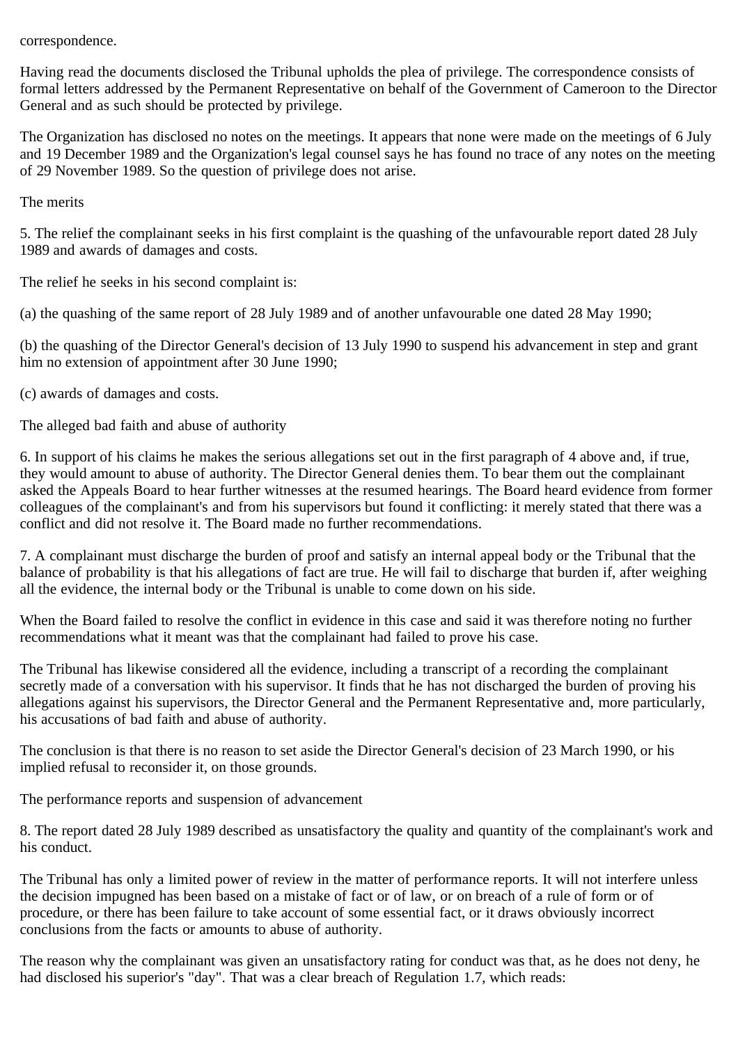correspondence.

Having read the documents disclosed the Tribunal upholds the plea of privilege. The correspondence consists of formal letters addressed by the Permanent Representative on behalf of the Government of Cameroon to the Director General and as such should be protected by privilege.

The Organization has disclosed no notes on the meetings. It appears that none were made on the meetings of 6 July and 19 December 1989 and the Organization's legal counsel says he has found no trace of any notes on the meeting of 29 November 1989. So the question of privilege does not arise.

The merits

5. The relief the complainant seeks in his first complaint is the quashing of the unfavourable report dated 28 July 1989 and awards of damages and costs.

The relief he seeks in his second complaint is:

(a) the quashing of the same report of 28 July 1989 and of another unfavourable one dated 28 May 1990;

(b) the quashing of the Director General's decision of 13 July 1990 to suspend his advancement in step and grant him no extension of appointment after 30 June 1990;

(c) awards of damages and costs.

The alleged bad faith and abuse of authority

6. In support of his claims he makes the serious allegations set out in the first paragraph of 4 above and, if true, they would amount to abuse of authority. The Director General denies them. To bear them out the complainant asked the Appeals Board to hear further witnesses at the resumed hearings. The Board heard evidence from former colleagues of the complainant's and from his supervisors but found it conflicting: it merely stated that there was a conflict and did not resolve it. The Board made no further recommendations.

7. A complainant must discharge the burden of proof and satisfy an internal appeal body or the Tribunal that the balance of probability is that his allegations of fact are true. He will fail to discharge that burden if, after weighing all the evidence, the internal body or the Tribunal is unable to come down on his side.

When the Board failed to resolve the conflict in evidence in this case and said it was therefore noting no further recommendations what it meant was that the complainant had failed to prove his case.

The Tribunal has likewise considered all the evidence, including a transcript of a recording the complainant secretly made of a conversation with his supervisor. It finds that he has not discharged the burden of proving his allegations against his supervisors, the Director General and the Permanent Representative and, more particularly, his accusations of bad faith and abuse of authority.

The conclusion is that there is no reason to set aside the Director General's decision of 23 March 1990, or his implied refusal to reconsider it, on those grounds.

The performance reports and suspension of advancement

8. The report dated 28 July 1989 described as unsatisfactory the quality and quantity of the complainant's work and his conduct.

The Tribunal has only a limited power of review in the matter of performance reports. It will not interfere unless the decision impugned has been based on a mistake of fact or of law, or on breach of a rule of form or of procedure, or there has been failure to take account of some essential fact, or it draws obviously incorrect conclusions from the facts or amounts to abuse of authority.

The reason why the complainant was given an unsatisfactory rating for conduct was that, as he does not deny, he had disclosed his superior's "day". That was a clear breach of Regulation 1.7, which reads: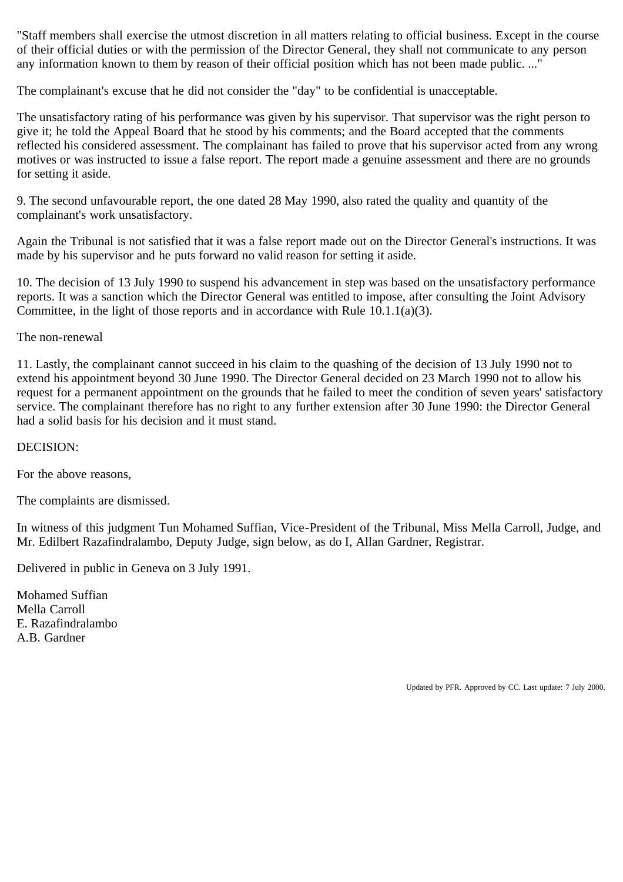"Staff members shall exercise the utmost discretion in all matters relating to official business. Except in the course of their official duties or with the permission of the Director General, they shall not communicate to any person any information known to them by reason of their official position which has not been made public. ..."

The complainant's excuse that he did not consider the "day" to be confidential is unacceptable.

The unsatisfactory rating of his performance was given by his supervisor. That supervisor was the right person to give it; he told the Appeal Board that he stood by his comments; and the Board accepted that the comments reflected his considered assessment. The complainant has failed to prove that his supervisor acted from any wrong motives or was instructed to issue a false report. The report made a genuine assessment and there are no grounds for setting it aside.

9. The second unfavourable report, the one dated 28 May 1990, also rated the quality and quantity of the complainant's work unsatisfactory.

Again the Tribunal is not satisfied that it was a false report made out on the Director General's instructions. It was made by his supervisor and he puts forward no valid reason for setting it aside.

10. The decision of 13 July 1990 to suspend his advancement in step was based on the unsatisfactory performance reports. It was a sanction which the Director General was entitled to impose, after consulting the Joint Advisory Committee, in the light of those reports and in accordance with Rule 10.1.1(a)(3).

The non-renewal

11. Lastly, the complainant cannot succeed in his claim to the quashing of the decision of 13 July 1990 not to extend his appointment beyond 30 June 1990. The Director General decided on 23 March 1990 not to allow his request for a permanent appointment on the grounds that he failed to meet the condition of seven years' satisfactory service. The complainant therefore has no right to any further extension after 30 June 1990: the Director General had a solid basis for his decision and it must stand.

DECISION:

For the above reasons,

The complaints are dismissed.

In witness of this judgment Tun Mohamed Suffian, Vice-President of the Tribunal, Miss Mella Carroll, Judge, and Mr. Edilbert Razafindralambo, Deputy Judge, sign below, as do I, Allan Gardner, Registrar.

Delivered in public in Geneva on 3 July 1991.

Mohamed Suffian  
Mella Carroll  
E. Razafindralambo  
A.B. Gardner

Updated by PFR. Approved by CC. Last update: 7 July 2000.